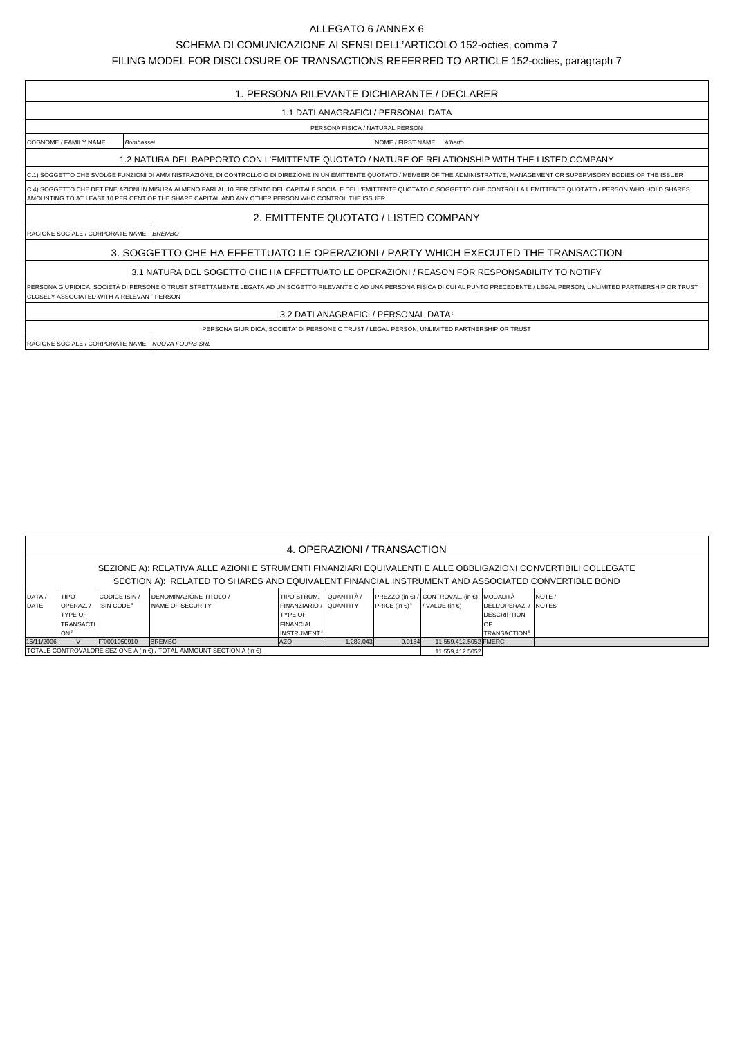ALLEGATO 6 /ANNEX 6

SCHEMA DI COMUNICAZIONE AI SENSI DELL'ARTICOLO 152-octies, comma 7

FILING MODEL FOR DISCLOSURE OF TRANSACTIONS REFERRED TO ARTICLE 152-octies, paragraph 7

## 1. PERSONA RILEVANTE DICHIARANTE / DECLARER

### 1.1 DATI ANAGRAFICI / PERSONAL DATA

PERSONA FISICA / NATURAL PERSON

| COGNOME / FAMILY NAME | *Bombassei* | NOME / FIRST NAME | *Alberto* |
|---|---|---|---|

### 1.2 NATURA DEL RAPPORTO CON L'EMITTENTE QUOTATO / NATURE OF RELATIONSHIP WITH THE LISTED COMPANY

C.1) SOGGETTO CHE SVOLGE FUNZIONI DI AMMINISTRAZIONE, DI CONTROLLO O DI DIREZIONE IN UN EMITTENTE QUOTATO / MEMBER OF THE ADMINISTRATIVE, MANAGEMENT OR SUPERVISORY BODIES OF THE ISSUER

C.4) SOGGETTO CHE DETIENE AZIONI IN MISURA ALMENO PARI AL 10 PER CENTO DEL CAPITALE SOCIALE DELL'EMITTENTE QUOTATO O SOGGETTO CHE CONTROLLA L'EMITTENTE QUOTATO / PERSON WHO HOLD SHARES AMOUNTING TO AT LEAST 10 PER CENT OF THE SHARE CAPITAL AND ANY OTHER PERSON WHO CONTROL THE ISSUER

## 2. EMITTENTE QUOTATO / LISTED COMPANY

RAGIONE SOCIALE / CORPORATE NAME *BREMBO*

## 3. SOGGETTO CHE HA EFFETTUATO LE OPERAZIONI / PARTY WHICH EXECUTED THE TRANSACTION

### 3.1 NATURA DEL SOGETTO CHE HA EFFETTUATO LE OPERAZIONI / REASON FOR RESPONSABILITY TO NOTIFY

PERSONA GIURIDICA, SOCIETÀ DI PERSONE O TRUST STRETTAMENTE LEGATA AD UN SOGETTO RILEVANTE O AD UNA PERSONA FISICA DI CUI AL PUNTO PRECEDENTE / LEGAL PERSON, UNLIMITED PARTNERSHIP OR TRUST CLOSELY ASSOCIATED WITH A RELEVANT PERSON

### 3.2 DATI ANAGRAFICI / PERSONAL DATA[1]

PERSONA GIURIDICA, SOCIETA' DI PERSONE O TRUST / LEGAL PERSON, UNLIMITED PARTNERSHIP OR TRUST

RAGIONE SOCIALE / CORPORATE NAME *NUOVA FOURB SRL*

## 4. OPERAZIONI / TRANSACTION

SEZIONE A): RELATIVA ALLE AZIONI E STRUMENTI FINANZIARI EQUIVALENTI E ALLE OBBLIGAZIONI CONVERTIBILI COLLEGATE
SECTION A): RELATED TO SHARES AND EQUIVALENT FINANCIAL INSTRUMENT AND ASSOCIATED CONVERTIBLE BOND

| DATA / DATE | TIPO OPERAZ. / TYPE OF TRANSACTION[2] | CODICE ISIN / ISIN CODE[3] | DENOMINAZIONE TITOLO / NAME OF SECURITY | TIPO STRUM. FINANZIARIO / TYPE OF FINANCIAL INSTRUMENT[4] | QUANTITÀ / QUANTITY | PREZZO (in €) / PRICE (in €)[5] | CONTROVAL. (in €) / VALUE (in €) | MODALITÀ DELL'OPERAZ. / DESCRIPTION OF TRANSACTION[6] | NOTE / NOTES |
|---|---|---|---|---|---|---|---|---|---|
| 15/11/2006 | V | IT0001050910 | BREMBO | AZO | 1,282,043 | 9.0164 | 11,559,412.5052 | FMERC | |
| TOTALE CONTROVALORE SEZIONE A (in €) / TOTAL AMMOUNT SECTION A (in €) | | | | | | | 11,559,412.5052 | | |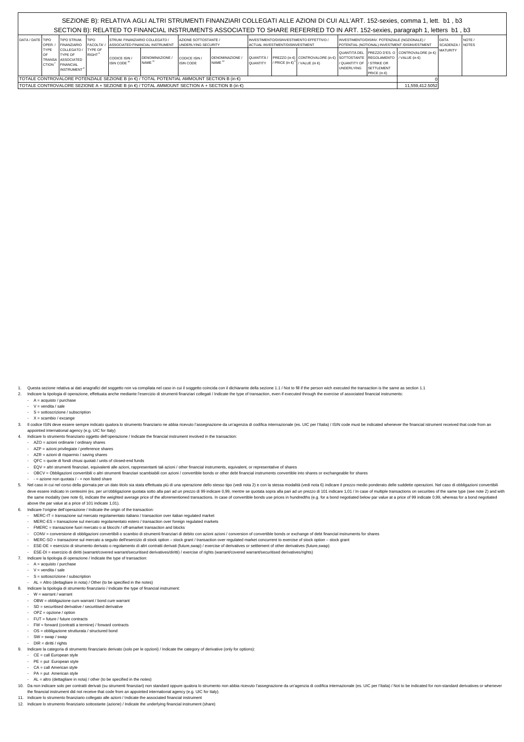## SEZIONE B): RELATIVA AGLI ALTRI STRUMENTI FINANZIARI COLLEGATI ALLE AZIONI DI CUI ALL'ART. 152-sexies, comma 1, lett. b1 , b3

## SECTION B): RELATED TO FINANCIAL INSTRUMENTS ASSOCIATED TO SHARE REFERRED TO IN ART. 152-sexies, paragraph 1, letters b1 , b3

| DATA / DATE | TIPO OPER. / TYPE OF TRANSACTION [7] | TIPO STRUM. FINANZIARIO COLLEGATO / TYPE OF ASSOCIATED FINANCIAL INSTRUMENT [8] | TIPO FACOLTA' / TYPE OF RIGHT [9] | STRUM. FINANZIARIO COLLEGATO / ASSOCIATED FINANCIAL INSTRUMENT | | AZIONE SOTTOSTANTE / UNDERLYING SECURITY | | INVESTIMENTO/DISINVESTIMENTO EFFETTIVO / ACTUAL INVESTMENT/DISINVESTMENT | | | INVESTIMENTO/DISINV. POTENZIALE (NOZIONALE) / POTENTIAL (NOTIONAL) INVESTMENT /DISINVESTMENT | | | DATA SCADENZA / MATURITY | NOTE / NOTES |
|---|---|---|---|---|---|---|---|---|---|---|---|---|---|---|---|
| | | | | CODICE ISIN / ISIN CODE [10] | DENOMINAZIONE / NAME [11] | CODICE ISIN / ISIN CODE | DENOMINAZIONE / NAME [12] | QUANTITÀ / QUANTITY | PREZZO (in €) / PRICE (in €) [5] | CONTROVALORE (in €) / VALUE (in €) | QUANTITÀ DEL SOTTOSTANTE / QUANTITY OF UNDERLYING | PREZZO D'ES. O REGOLAMENTO / STRIKE OR SETTLEMENT PRICE (in €) | CONTROVALORE (in €) / VALUE (in €) | | |
| TOTALE CONTROVALORE POTENZIALE SEZIONE B (in €) / TOTAL POTENTIAL AMMOUNT SECTION B (in €) | | | | | | | | | | | | | 0 | | |
| TOTALE CONTROVALORE SEZIONE A + SEZIONE B (in €) / TOTAL AMMOUNT SECTION A + SECTION B (in €) | | | | | | | | | | | | | 11,559,412.5052 | | |

1. Questa sezione relativa ai dati anagrafici del soggetto non va compilata nel caso in cui il soggetto coincida con il dichiarante della sezione 1.1 / Not to fill if the person wich executed the transaction is the same as section 1.1
2. Indicare la tipologia di operazione, effettuata anche mediante l'esercizio di strumenti finanziari collegati / Indicate the type of transaction, even if executed through the exercise of associated financial instruments:
   - A = acquisto / purchase
   - V = vendita / sale
   - S = sottoscrizione / subscription
   - X = scambio / excange
3. Il codice ISIN deve essere sempre indicato qualora lo strumento finanziario ne abbia ricevuto l'assegnazione da un'agenzia di codifica internazionale (es. UIC per l'Italia) / ISIN code must be indicated whenever the financial istrument received that code from an appointed international agency (e.g. UIC for Italy)
4. Indicare lo strumento finanziario oggetto dell'operazione / Indicate the financial instrument involved in the transaction:
   - AZO = azioni ordinarie / ordinary shares
   - AZP = azioni privilegiate / preference shares
   - AZR = azioni di risparmio / saving shares
   - QFC = quote di fondi chiusi quotati / units of closed-end funds
   - EQV = altri strumenti finanziari, equivalenti alle azioni, rappresentanti tali azioni / other financial instruments, equivalent, or representative of shares
   - OBCV = Obbligazioni convertibili o altri strumenti finanziari scambiabili con azioni / convertible bonds or other debt financial instruments convertible into shares or exchangeable for shares
   - - = azione non quotata / - = non listed share
5. Nel caso in cui nel corso della giornata per un dato titolo sia stata effettuata più di una operazione dello stesso tipo (vedi nota 2) e con la stessa modalità (vedi nota 6) indicare il prezzo medio ponderato delle suddette operazioni. Nel caso di obbligazioni convertibili deve essere indicato in centesimi (es. per un'obbligazione quotata sotto alla pari ad un prezzo di 99 indicare 0,99, mentre se quotata sopra alla pari ad un prezzo di 101 indicare 1,01 / In case of multiple transactions on securities of the same type (see note 2) and with the same modality (see note 6), indicate the weighted average price of the aforementioned transactions. In case of convertible bonds use prices in hundredths (e.g. for a bond negotiated below par value at a price of 99 indicate 0,99, whereas for a bond negotiated above the par value at a price of 101 indicate 1,01).
6. Indicare l'origine dell'operazione / Indicate the origin of the transaction:
   - MERC-IT = transazione sul mercato regolamentato italiano / transaction over italian regulated market
   - MERC-ES = transazione sul mercato regolamentato estero / transaction over foreign regulated markets
   - FMERC = transazione fuori mercato o ai blocchi / off-amarket transaction and blocks
   - CONV = conversione di obbligazioni convertibili o scambio di strumenti finanziari di debito con azioni azioni / conversion of convertible bonds or exchange of debt financial instruments for shares
   - MERC-SO = transazione sul mercato a seguito dell'esercizio di stock option – stock grant / transaction over regulated market concurrent to exercise of stock option – stock grant
   - ESE-DE = esercizio di strumento derivato o regolamento di altri contratti derivati (future,swap) / exercise of derivatives or settlement of other derivatives (future,swap)
   - ESE-DI = esercizio di diritti (warrant/covered warrant/securitised derivatives/diritti) / exercise of rights (warrant/covered warrant/securitised derivatives/rights)
7. Indicare la tipologia di operazione / Indicate the type of transaction:
   - A = acquisto / purchase
   - V = vendita / sale
   - S = sottoscrizione / subscription
   - AL = Altro (dettagliare in nota) / Other (to be specified in the notes)
8. Indicare la tipologia di strumento finanziario / Indicate the type of financial instrument:
   - W = warrant / warrant
   - OBW = obbligazione cum warrant / bond cum warrant
   - SD = securitised derivative / securitised derivative
   - OPZ = opzione / option
   - FUT = future / future contracts
   - FW = forward (contratti a termine) / forward contracts
   - OS = obbligazione strutturata / structured bond
   - SW = swap / swap
   - DIR = diritti / rights
9. Indicare la categoria di strumento finanziario derivato (solo per le opzioni) / Indicate the category of derivative (only for options):
   - CE = call European style
   - PE = put European style
   - CA = call American style
   - PA = put American style
   - AL = altro (dettagliare in nota) / other (to be specified in the notes)
10. Da non indicare solo per contratti derivati (su strumenti finanziari) non standard oppure qualora lo strumento non abbia ricevuto l'assegnazione da un'agenzia di codifica internazionale (es. UIC per l'Italia) / Not to be indicated for non-standard derivatives or whenever the financial instrument did not receive that code from an appointed international agency (e.g. UIC for Italy).
11. Indicare lo strumento finanziario collegato alle azioni / Indicate the associated financial instrument
12. Indicare lo strumento finanziario sottostante (azione) / Indicate the underlying financial instrument (share)